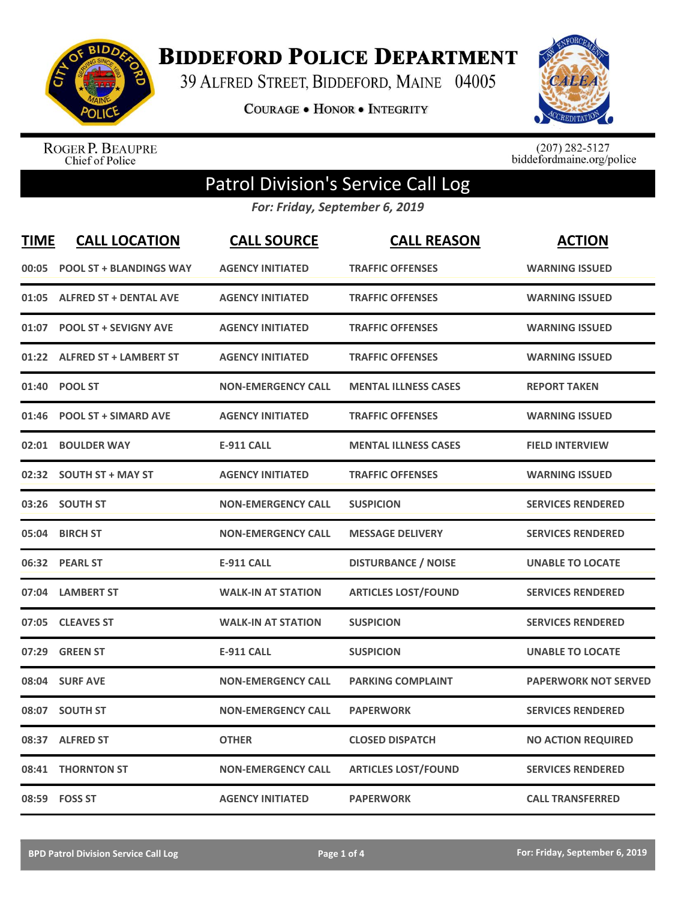# Biddeford Police Department

39 Alfred Street, Biddeford, Maine 04005

Courage • Honor • Integrity

Roger P. Beaupre
Chief of Police

(207) 282-5127
biddefordmaine.org/police

## Patrol Division's Service Call Log

*For: Friday, September 6, 2019*

| TIME | CALL LOCATION | CALL SOURCE | CALL REASON | ACTION |
|---|---|---|---|---|
| 00:05 | POOL ST + BLANDINGS WAY | AGENCY INITIATED | TRAFFIC OFFENSES | WARNING ISSUED |
| 01:05 | ALFRED ST + DENTAL AVE | AGENCY INITIATED | TRAFFIC OFFENSES | WARNING ISSUED |
| 01:07 | POOL ST + SEVIGNY AVE | AGENCY INITIATED | TRAFFIC OFFENSES | WARNING ISSUED |
| 01:22 | ALFRED ST + LAMBERT ST | AGENCY INITIATED | TRAFFIC OFFENSES | WARNING ISSUED |
| 01:40 | POOL ST | NON-EMERGENCY CALL | MENTAL ILLNESS CASES | REPORT TAKEN |
| 01:46 | POOL ST + SIMARD AVE | AGENCY INITIATED | TRAFFIC OFFENSES | WARNING ISSUED |
| 02:01 | BOULDER WAY | E-911 CALL | MENTAL ILLNESS CASES | FIELD INTERVIEW |
| 02:32 | SOUTH ST + MAY ST | AGENCY INITIATED | TRAFFIC OFFENSES | WARNING ISSUED |
| 03:26 | SOUTH ST | NON-EMERGENCY CALL | SUSPICION | SERVICES RENDERED |
| 05:04 | BIRCH ST | NON-EMERGENCY CALL | MESSAGE DELIVERY | SERVICES RENDERED |
| 06:32 | PEARL ST | E-911 CALL | DISTURBANCE / NOISE | UNABLE TO LOCATE |
| 07:04 | LAMBERT ST | WALK-IN AT STATION | ARTICLES LOST/FOUND | SERVICES RENDERED |
| 07:05 | CLEAVES ST | WALK-IN AT STATION | SUSPICION | SERVICES RENDERED |
| 07:29 | GREEN ST | E-911 CALL | SUSPICION | UNABLE TO LOCATE |
| 08:04 | SURF AVE | NON-EMERGENCY CALL | PARKING COMPLAINT | PAPERWORK NOT SERVED |
| 08:07 | SOUTH ST | NON-EMERGENCY CALL | PAPERWORK | SERVICES RENDERED |
| 08:37 | ALFRED ST | OTHER | CLOSED DISPATCH | NO ACTION REQUIRED |
| 08:41 | THORNTON ST | NON-EMERGENCY CALL | ARTICLES LOST/FOUND | SERVICES RENDERED |
| 08:59 | FOSS ST | AGENCY INITIATED | PAPERWORK | CALL TRANSFERRED |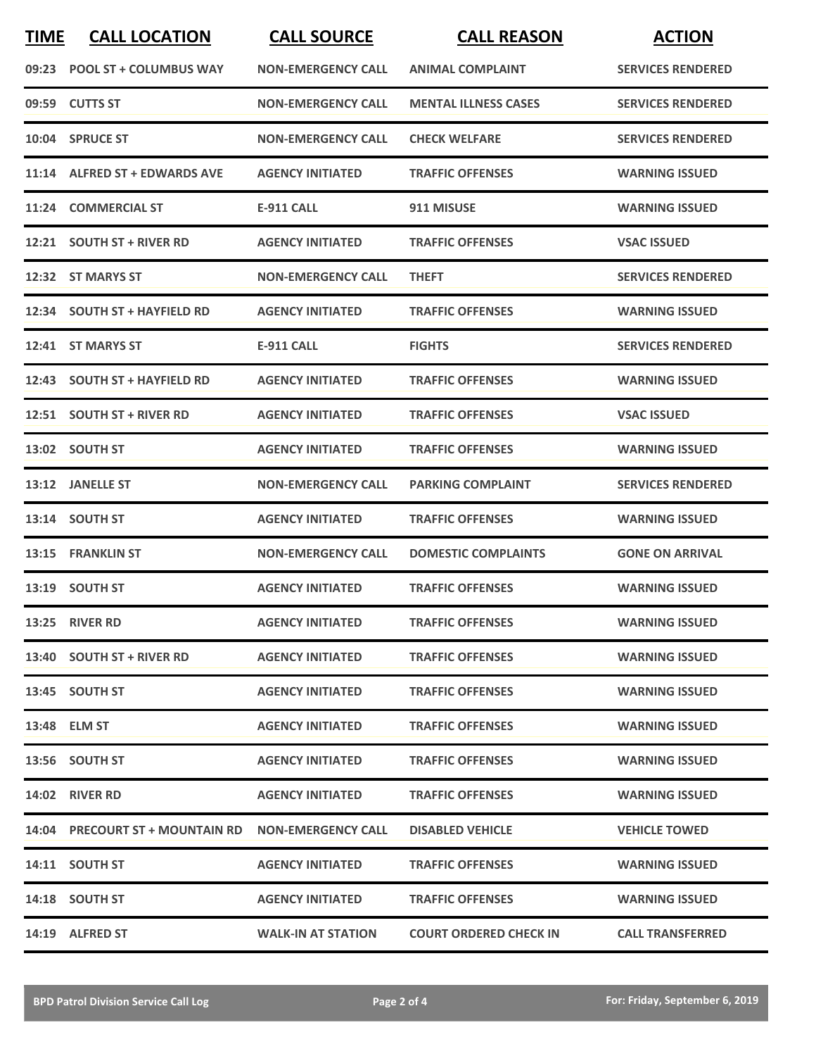| TIME | CALL LOCATION | CALL SOURCE | CALL REASON | ACTION |
|---|---|---|---|---|
| 09:23 | POOL ST + COLUMBUS WAY | NON-EMERGENCY CALL | ANIMAL COMPLAINT | SERVICES RENDERED |
| 09:59 | CUTTS ST | NON-EMERGENCY CALL | MENTAL ILLNESS CASES | SERVICES RENDERED |
| 10:04 | SPRUCE ST | NON-EMERGENCY CALL | CHECK WELFARE | SERVICES RENDERED |
| 11:14 | ALFRED ST + EDWARDS AVE | AGENCY INITIATED | TRAFFIC OFFENSES | WARNING ISSUED |
| 11:24 | COMMERCIAL ST | E-911 CALL | 911 MISUSE | WARNING ISSUED |
| 12:21 | SOUTH ST + RIVER RD | AGENCY INITIATED | TRAFFIC OFFENSES | VSAC ISSUED |
| 12:32 | ST MARYS ST | NON-EMERGENCY CALL | THEFT | SERVICES RENDERED |
| 12:34 | SOUTH ST + HAYFIELD RD | AGENCY INITIATED | TRAFFIC OFFENSES | WARNING ISSUED |
| 12:41 | ST MARYS ST | E-911 CALL | FIGHTS | SERVICES RENDERED |
| 12:43 | SOUTH ST + HAYFIELD RD | AGENCY INITIATED | TRAFFIC OFFENSES | WARNING ISSUED |
| 12:51 | SOUTH ST + RIVER RD | AGENCY INITIATED | TRAFFIC OFFENSES | VSAC ISSUED |
| 13:02 | SOUTH ST | AGENCY INITIATED | TRAFFIC OFFENSES | WARNING ISSUED |
| 13:12 | JANELLE ST | NON-EMERGENCY CALL | PARKING COMPLAINT | SERVICES RENDERED |
| 13:14 | SOUTH ST | AGENCY INITIATED | TRAFFIC OFFENSES | WARNING ISSUED |
| 13:15 | FRANKLIN ST | NON-EMERGENCY CALL | DOMESTIC COMPLAINTS | GONE ON ARRIVAL |
| 13:19 | SOUTH ST | AGENCY INITIATED | TRAFFIC OFFENSES | WARNING ISSUED |
| 13:25 | RIVER RD | AGENCY INITIATED | TRAFFIC OFFENSES | WARNING ISSUED |
| 13:40 | SOUTH ST + RIVER RD | AGENCY INITIATED | TRAFFIC OFFENSES | WARNING ISSUED |
| 13:45 | SOUTH ST | AGENCY INITIATED | TRAFFIC OFFENSES | WARNING ISSUED |
| 13:48 | ELM ST | AGENCY INITIATED | TRAFFIC OFFENSES | WARNING ISSUED |
| 13:56 | SOUTH ST | AGENCY INITIATED | TRAFFIC OFFENSES | WARNING ISSUED |
| 14:02 | RIVER RD | AGENCY INITIATED | TRAFFIC OFFENSES | WARNING ISSUED |
| 14:04 | PRECOURT ST + MOUNTAIN RD | NON-EMERGENCY CALL | DISABLED VEHICLE | VEHICLE TOWED |
| 14:11 | SOUTH ST | AGENCY INITIATED | TRAFFIC OFFENSES | WARNING ISSUED |
| 14:18 | SOUTH ST | AGENCY INITIATED | TRAFFIC OFFENSES | WARNING ISSUED |
| 14:19 | ALFRED ST | WALK-IN AT STATION | COURT ORDERED CHECK IN | CALL TRANSFERRED |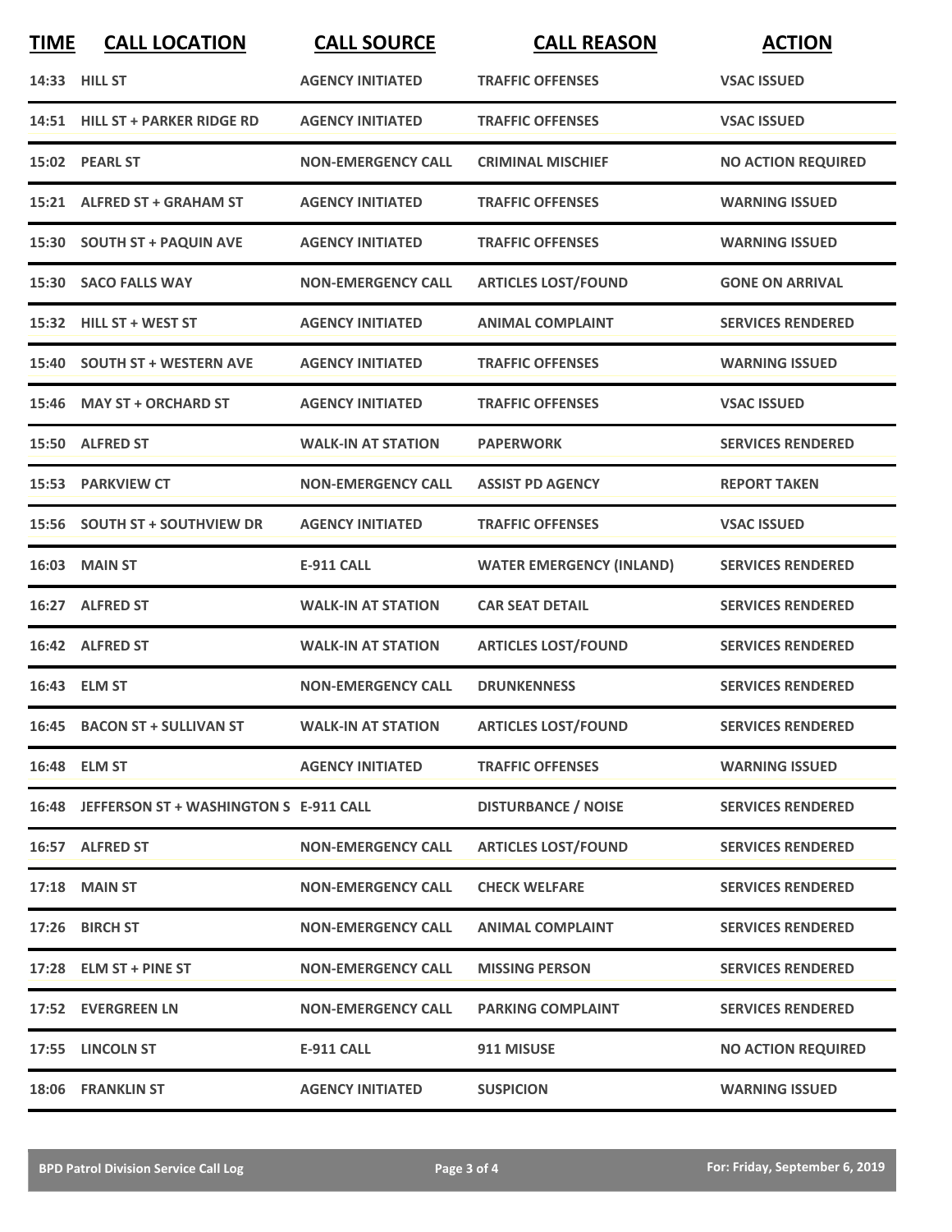| TIME | CALL LOCATION | CALL SOURCE | CALL REASON | ACTION |
|---|---|---|---|---|
| 14:33 | HILL ST | AGENCY INITIATED | TRAFFIC OFFENSES | VSAC ISSUED |
| 14:51 | HILL ST + PARKER RIDGE RD | AGENCY INITIATED | TRAFFIC OFFENSES | VSAC ISSUED |
| 15:02 | PEARL ST | NON-EMERGENCY CALL | CRIMINAL MISCHIEF | NO ACTION REQUIRED |
| 15:21 | ALFRED ST + GRAHAM ST | AGENCY INITIATED | TRAFFIC OFFENSES | WARNING ISSUED |
| 15:30 | SOUTH ST + PAQUIN AVE | AGENCY INITIATED | TRAFFIC OFFENSES | WARNING ISSUED |
| 15:30 | SACO FALLS WAY | NON-EMERGENCY CALL | ARTICLES LOST/FOUND | GONE ON ARRIVAL |
| 15:32 | HILL ST + WEST ST | AGENCY INITIATED | ANIMAL COMPLAINT | SERVICES RENDERED |
| 15:40 | SOUTH ST + WESTERN AVE | AGENCY INITIATED | TRAFFIC OFFENSES | WARNING ISSUED |
| 15:46 | MAY ST + ORCHARD ST | AGENCY INITIATED | TRAFFIC OFFENSES | VSAC ISSUED |
| 15:50 | ALFRED ST | WALK-IN AT STATION | PAPERWORK | SERVICES RENDERED |
| 15:53 | PARKVIEW CT | NON-EMERGENCY CALL | ASSIST PD AGENCY | REPORT TAKEN |
| 15:56 | SOUTH ST + SOUTHVIEW DR | AGENCY INITIATED | TRAFFIC OFFENSES | VSAC ISSUED |
| 16:03 | MAIN ST | E-911 CALL | WATER EMERGENCY (INLAND) | SERVICES RENDERED |
| 16:27 | ALFRED ST | WALK-IN AT STATION | CAR SEAT DETAIL | SERVICES RENDERED |
| 16:42 | ALFRED ST | WALK-IN AT STATION | ARTICLES LOST/FOUND | SERVICES RENDERED |
| 16:43 | ELM ST | NON-EMERGENCY CALL | DRUNKENNESS | SERVICES RENDERED |
| 16:45 | BACON ST + SULLIVAN ST | WALK-IN AT STATION | ARTICLES LOST/FOUND | SERVICES RENDERED |
| 16:48 | ELM ST | AGENCY INITIATED | TRAFFIC OFFENSES | WARNING ISSUED |
| 16:48 | JEFFERSON ST + WASHINGTON S | E-911 CALL | DISTURBANCE / NOISE | SERVICES RENDERED |
| 16:57 | ALFRED ST | NON-EMERGENCY CALL | ARTICLES LOST/FOUND | SERVICES RENDERED |
| 17:18 | MAIN ST | NON-EMERGENCY CALL | CHECK WELFARE | SERVICES RENDERED |
| 17:26 | BIRCH ST | NON-EMERGENCY CALL | ANIMAL COMPLAINT | SERVICES RENDERED |
| 17:28 | ELM ST + PINE ST | NON-EMERGENCY CALL | MISSING PERSON | SERVICES RENDERED |
| 17:52 | EVERGREEN LN | NON-EMERGENCY CALL | PARKING COMPLAINT | SERVICES RENDERED |
| 17:55 | LINCOLN ST | E-911 CALL | 911 MISUSE | NO ACTION REQUIRED |
| 18:06 | FRANKLIN ST | AGENCY INITIATED | SUSPICION | WARNING ISSUED |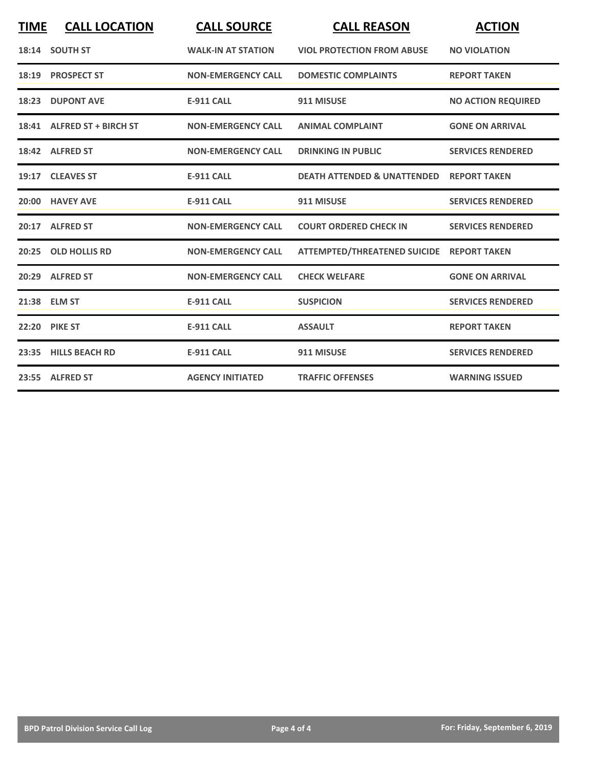| TIME | CALL LOCATION | CALL SOURCE | CALL REASON | ACTION |
|---|---|---|---|---|
| 18:14 | SOUTH ST | WALK-IN AT STATION | VIOL PROTECTION FROM ABUSE | NO VIOLATION |
| 18:19 | PROSPECT ST | NON-EMERGENCY CALL | DOMESTIC COMPLAINTS | REPORT TAKEN |
| 18:23 | DUPONT AVE | E-911 CALL | 911 MISUSE | NO ACTION REQUIRED |
| 18:41 | ALFRED ST + BIRCH ST | NON-EMERGENCY CALL | ANIMAL COMPLAINT | GONE ON ARRIVAL |
| 18:42 | ALFRED ST | NON-EMERGENCY CALL | DRINKING IN PUBLIC | SERVICES RENDERED |
| 19:17 | CLEAVES ST | E-911 CALL | DEATH ATTENDED & UNATTENDED | REPORT TAKEN |
| 20:00 | HAVEY AVE | E-911 CALL | 911 MISUSE | SERVICES RENDERED |
| 20:17 | ALFRED ST | NON-EMERGENCY CALL | COURT ORDERED CHECK IN | SERVICES RENDERED |
| 20:25 | OLD HOLLIS RD | NON-EMERGENCY CALL | ATTEMPTED/THREATENED SUICIDE | REPORT TAKEN |
| 20:29 | ALFRED ST | NON-EMERGENCY CALL | CHECK WELFARE | GONE ON ARRIVAL |
| 21:38 | ELM ST | E-911 CALL | SUSPICION | SERVICES RENDERED |
| 22:20 | PIKE ST | E-911 CALL | ASSAULT | REPORT TAKEN |
| 23:35 | HILLS BEACH RD | E-911 CALL | 911 MISUSE | SERVICES RENDERED |
| 23:55 | ALFRED ST | AGENCY INITIATED | TRAFFIC OFFENSES | WARNING ISSUED |